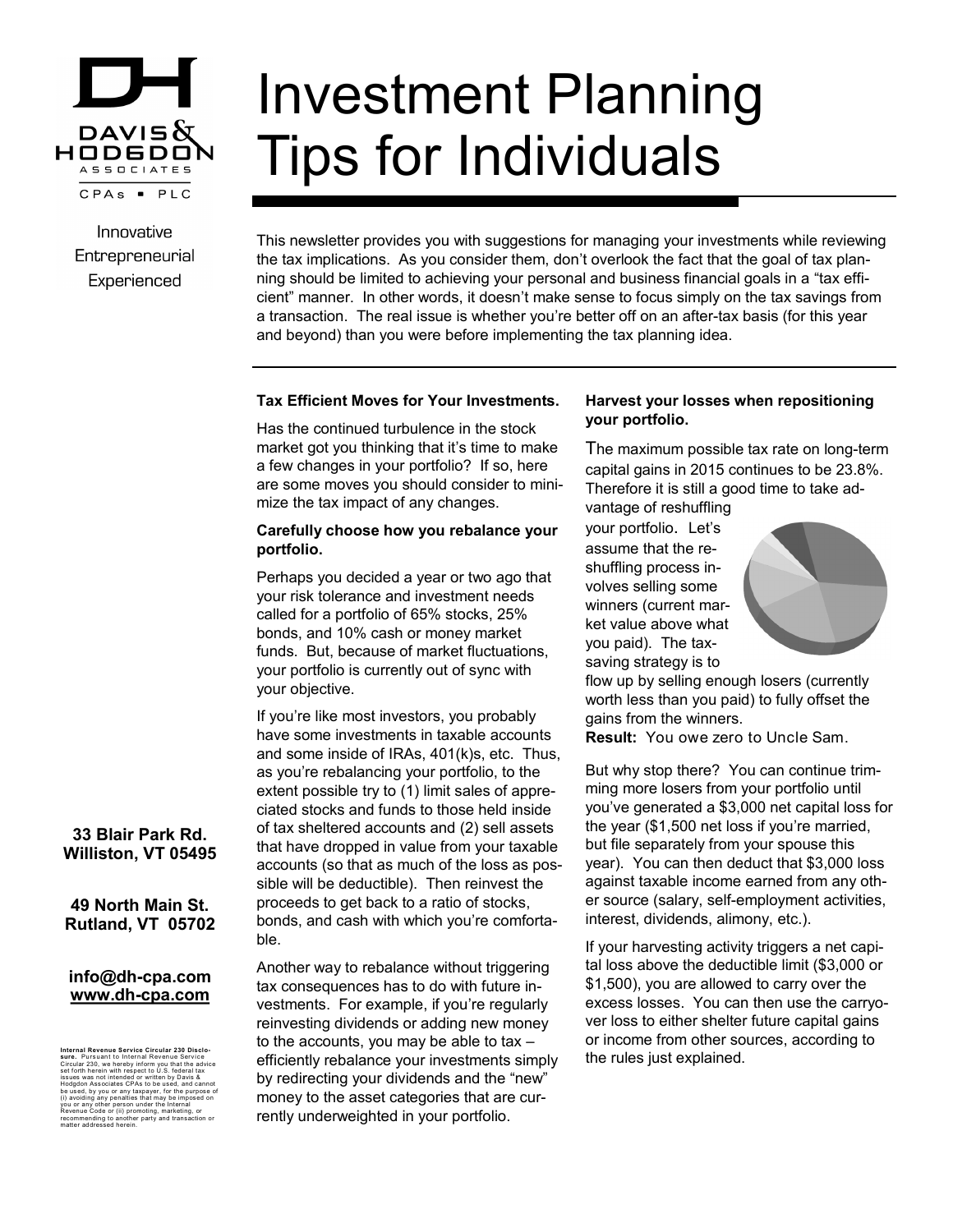DAVIS & HODGDON ASSOCIATES

CPAs ▪ PLC

Innovative
Entrepreneurial
Experienced

# Investment Planning Tips for Individuals

This newsletter provides you with suggestions for managing your investments while reviewing the tax implications. As you consider them, don't overlook the fact that the goal of tax planning should be limited to achieving your personal and business financial goals in a "tax efficient" manner. In other words, it doesn't make sense to focus simply on the tax savings from a transaction. The real issue is whether you're better off on an after-tax basis (for this year and beyond) than you were before implementing the tax planning idea.

**Tax Efficient Moves for Your Investments.**

Has the continued turbulence in the stock market got you thinking that it's time to make a few changes in your portfolio? If so, here are some moves you should consider to minimize the tax impact of any changes.

**Carefully choose how you rebalance your portfolio.**

Perhaps you decided a year or two ago that your risk tolerance and investment needs called for a portfolio of 65% stocks, 25% bonds, and 10% cash or money market funds. But, because of market fluctuations, your portfolio is currently out of sync with your objective.

If you're like most investors, you probably have some investments in taxable accounts and some inside of IRAs, 401(k)s, etc. Thus, as you're rebalancing your portfolio, to the extent possible try to (1) limit sales of appreciated stocks and funds to those held inside of tax sheltered accounts and (2) sell assets that have dropped in value from your taxable accounts (so that as much of the loss as possible will be deductible). Then reinvest the proceeds to get back to a ratio of stocks, bonds, and cash with which you're comfortable.

Another way to rebalance without triggering tax consequences has to do with future investments. For example, if you're regularly reinvesting dividends or adding new money to the accounts, you may be able to tax – efficiently rebalance your investments simply by redirecting your dividends and the "new" money to the asset categories that are currently underweighted in your portfolio.

**Harvest your losses when repositioning your portfolio.**

The maximum possible tax rate on long-term capital gains in 2015 continues to be 23.8%. Therefore it is still a good time to take advantage of reshuffling your portfolio. Let's assume that the reshuffling process involves selling some winners (current market value above what you paid). The tax-saving strategy is to flow up by selling enough losers (currently worth less than you paid) to fully offset the gains from the winners.

**Result:** You owe zero to Uncle Sam.

But why stop there? You can continue trimming more losers from your portfolio until you've generated a $3,000 net capital loss for the year ($1,500 net loss if you're married, but file separately from your spouse this year). You can then deduct that $3,000 loss against taxable income earned from any other source (salary, self-employment activities, interest, dividends, alimony, etc.).

If your harvesting activity triggers a net capital loss above the deductible limit ($3,000 or $1,500), you are allowed to carry over the excess losses. You can then use the carryover loss to either shelter future capital gains or income from other sources, according to the rules just explained.

**33 Blair Park Rd.
Williston, VT 05495**

**49 North Main St.
Rutland, VT 05702**

**info@dh-cpa.com
www.dh-cpa.com**

**Internal Revenue Service Circular 230 Disclosure.** Pursuant to Internal Revenue Service Circular 230, we hereby inform you that the advice set forth herein with respect to U.S. federal tax issues was not intended or written by Davis & Hodgdon Associates CPAs to be used, and cannot be used, by you or any taxpayer, for the purpose of (i) avoiding any penalties that may be imposed on you or any other person under the Internal Revenue Code or (ii) promoting, marketing, or recommending to another party and transaction or matter addressed herein.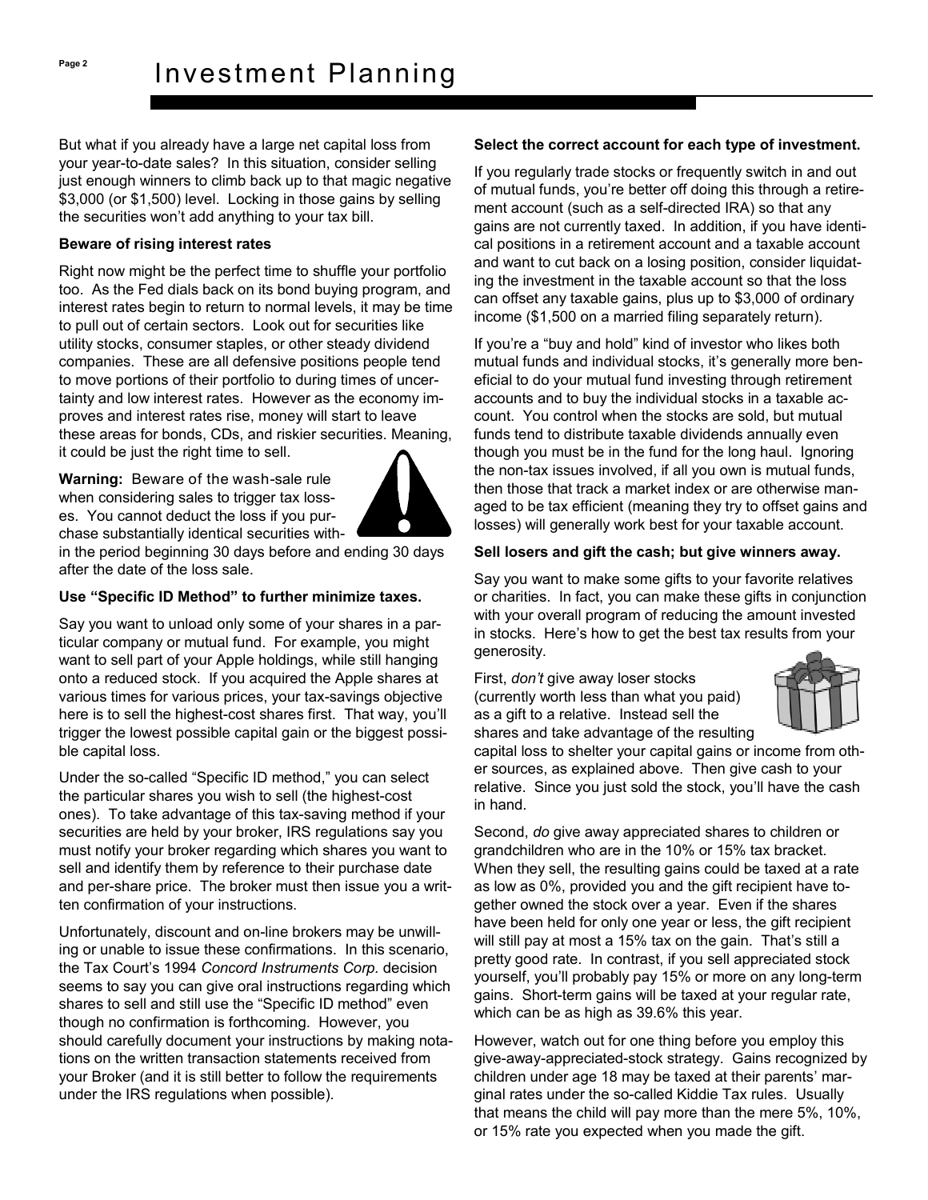# Investment Planning

But what if you already have a large net capital loss from your year-to-date sales? In this situation, consider selling just enough winners to climb back up to that magic negative $3,000 (or $1,500) level. Locking in those gains by selling the securities won't add anything to your tax bill.

**Beware of rising interest rates**

Right now might be the perfect time to shuffle your portfolio too. As the Fed dials back on its bond buying program, and interest rates begin to return to normal levels, it may be time to pull out of certain sectors. Look out for securities like utility stocks, consumer staples, or other steady dividend companies. These are all defensive positions people tend to move portions of their portfolio to during times of uncertainty and low interest rates. However as the economy improves and interest rates rise, money will start to leave these areas for bonds, CDs, and riskier securities. Meaning, it could be just the right time to sell.

**Warning:** Beware of the wash-sale rule when considering sales to trigger tax losses. You cannot deduct the loss if you purchase substantially identical securities within the period beginning 30 days before and ending 30 days after the date of the loss sale.

**Use "Specific ID Method" to further minimize taxes.**

Say you want to unload only some of your shares in a particular company or mutual fund. For example, you might want to sell part of your Apple holdings, while still hanging onto a reduced stock. If you acquired the Apple shares at various times for various prices, your tax-savings objective here is to sell the highest-cost shares first. That way, you'll trigger the lowest possible capital gain or the biggest possible capital loss.

Under the so-called "Specific ID method," you can select the particular shares you wish to sell (the highest-cost ones). To take advantage of this tax-saving method if your securities are held by your broker, IRS regulations say you must notify your broker regarding which shares you want to sell and identify them by reference to their purchase date and per-share price. The broker must then issue you a written confirmation of your instructions.

Unfortunately, discount and on-line brokers may be unwilling or unable to issue these confirmations. In this scenario, the Tax Court's 1994 *Concord Instruments Corp.* decision seems to say you can give oral instructions regarding which shares to sell and still use the "Specific ID method" even though no confirmation is forthcoming. However, you should carefully document your instructions by making notations on the written transaction statements received from your Broker (and it is still better to follow the requirements under the IRS regulations when possible).

**Select the correct account for each type of investment.**

If you regularly trade stocks or frequently switch in and out of mutual funds, you're better off doing this through a retirement account (such as a self-directed IRA) so that any gains are not currently taxed. In addition, if you have identical positions in a retirement account and a taxable account and want to cut back on a losing position, consider liquidating the investment in the taxable account so that the loss can offset any taxable gains, plus up to $3,000 of ordinary income ($1,500 on a married filing separately return).

If you're a "buy and hold" kind of investor who likes both mutual funds and individual stocks, it's generally more beneficial to do your mutual fund investing through retirement accounts and to buy the individual stocks in a taxable account. You control when the stocks are sold, but mutual funds tend to distribute taxable dividends annually even though you must be in the fund for the long haul. Ignoring the non-tax issues involved, if all you own is mutual funds, then those that track a market index or are otherwise managed to be tax efficient (meaning they try to offset gains and losses) will generally work best for your taxable account.

**Sell losers and gift the cash; but give winners away.**

Say you want to make some gifts to your favorite relatives or charities. In fact, you can make these gifts in conjunction with your overall program of reducing the amount invested in stocks. Here's how to get the best tax results from your generosity.

First, *don't* give away loser stocks (currently worth less than what you paid) as a gift to a relative. Instead sell the shares and take advantage of the resulting capital loss to shelter your capital gains or income from other sources, as explained above. Then give cash to your relative. Since you just sold the stock, you'll have the cash in hand.

Second, *do* give away appreciated shares to children or grandchildren who are in the 10% or 15% tax bracket. When they sell, the resulting gains could be taxed at a rate as low as 0%, provided you and the gift recipient have together owned the stock over a year. Even if the shares have been held for only one year or less, the gift recipient will still pay at most a 15% tax on the gain. That's still a pretty good rate. In contrast, if you sell appreciated stock yourself, you'll probably pay 15% or more on any long-term gains. Short-term gains will be taxed at your regular rate, which can be as high as 39.6% this year.

However, watch out for one thing before you employ this give-away-appreciated-stock strategy. Gains recognized by children under age 18 may be taxed at their parents' marginal rates under the so-called Kiddie Tax rules. Usually that means the child will pay more than the mere 5%, 10%, or 15% rate you expected when you made the gift.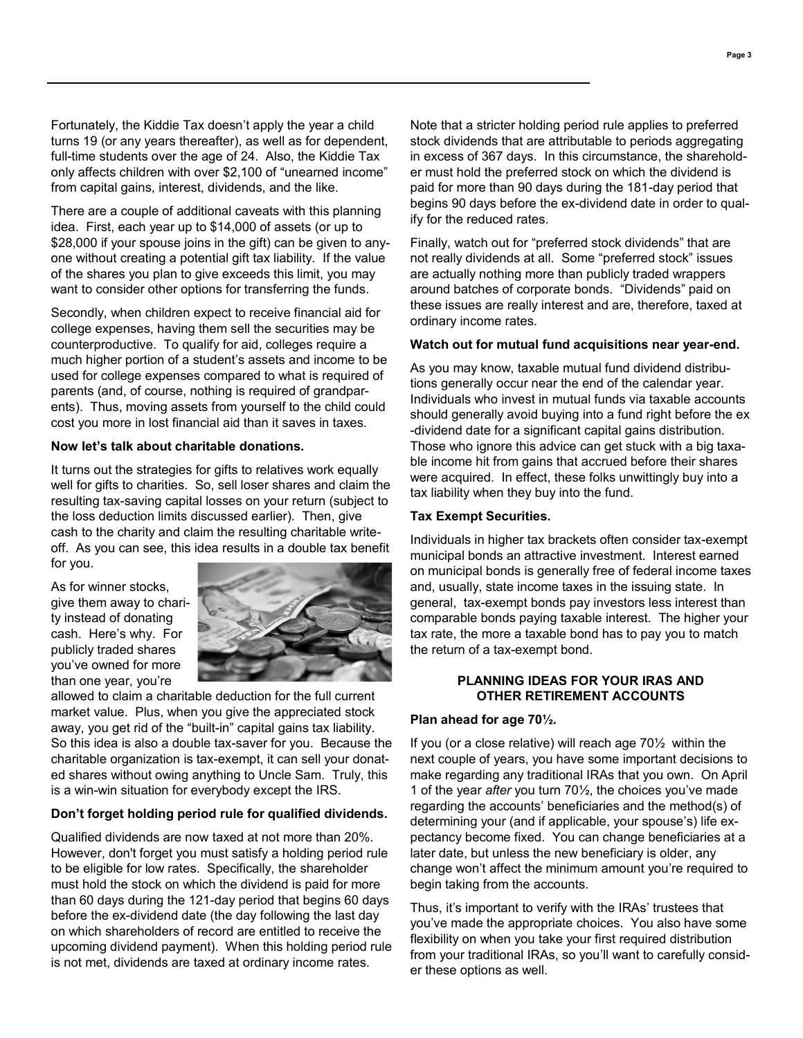Fortunately, the Kiddie Tax doesn't apply the year a child turns 19 (or any years thereafter), as well as for dependent, full-time students over the age of 24. Also, the Kiddie Tax only affects children with over $2,100 of "unearned income" from capital gains, interest, dividends, and the like.

There are a couple of additional caveats with this planning idea. First, each year up to $14,000 of assets (or up to $28,000 if your spouse joins in the gift) can be given to anyone without creating a potential gift tax liability. If the value of the shares you plan to give exceeds this limit, you may want to consider other options for transferring the funds.

Secondly, when children expect to receive financial aid for college expenses, having them sell the securities may be counterproductive. To qualify for aid, colleges require a much higher portion of a student's assets and income to be used for college expenses compared to what is required of parents (and, of course, nothing is required of grandparents). Thus, moving assets from yourself to the child could cost you more in lost financial aid than it saves in taxes.

**Now let's talk about charitable donations.**

It turns out the strategies for gifts to relatives work equally well for gifts to charities. So, sell loser shares and claim the resulting tax-saving capital losses on your return (subject to the loss deduction limits discussed earlier). Then, give cash to the charity and claim the resulting charitable write-off. As you can see, this idea results in a double tax benefit for you.

As for winner stocks, give them away to charity instead of donating cash. Here's why. For publicly traded shares you've owned for more than one year, you're allowed to claim a charitable deduction for the full current market value. Plus, when you give the appreciated stock away, you get rid of the "built-in" capital gains tax liability. So this idea is also a double tax-saver for you. Because the charitable organization is tax-exempt, it can sell your donated shares without owing anything to Uncle Sam. Truly, this is a win-win situation for everybody except the IRS.

**Don't forget holding period rule for qualified dividends.**

Qualified dividends are now taxed at not more than 20%. However, don't forget you must satisfy a holding period rule to be eligible for low rates. Specifically, the shareholder must hold the stock on which the dividend is paid for more than 60 days during the 121-day period that begins 60 days before the ex-dividend date (the day following the last day on which shareholders of record are entitled to receive the upcoming dividend payment). When this holding period rule is not met, dividends are taxed at ordinary income rates.

Note that a stricter holding period rule applies to preferred stock dividends that are attributable to periods aggregating in excess of 367 days. In this circumstance, the shareholder must hold the preferred stock on which the dividend is paid for more than 90 days during the 181-day period that begins 90 days before the ex-dividend date in order to qualify for the reduced rates.

Finally, watch out for "preferred stock dividends" that are not really dividends at all. Some "preferred stock" issues are actually nothing more than publicly traded wrappers around batches of corporate bonds. "Dividends" paid on these issues are really interest and are, therefore, taxed at ordinary income rates.

**Watch out for mutual fund acquisitions near year-end.**

As you may know, taxable mutual fund dividend distributions generally occur near the end of the calendar year. Individuals who invest in mutual funds via taxable accounts should generally avoid buying into a fund right before the ex-dividend date for a significant capital gains distribution. Those who ignore this advice can get stuck with a big taxable income hit from gains that accrued before their shares were acquired. In effect, these folks unwittingly buy into a tax liability when they buy into the fund.

**Tax Exempt Securities.**

Individuals in higher tax brackets often consider tax-exempt municipal bonds an attractive investment. Interest earned on municipal bonds is generally free of federal income taxes and, usually, state income taxes in the issuing state. In general, tax-exempt bonds pay investors less interest than comparable bonds paying taxable interest. The higher your tax rate, the more a taxable bond has to pay you to match the return of a tax-exempt bond.

## PLANNING IDEAS FOR YOUR IRAS AND OTHER RETIREMENT ACCOUNTS

**Plan ahead for age 70½.**

If you (or a close relative) will reach age 70½ within the next couple of years, you have some important decisions to make regarding any traditional IRAs that you own. On April 1 of the year *after* you turn 70½, the choices you've made regarding the accounts' beneficiaries and the method(s) of determining your (and if applicable, your spouse's) life expectancy become fixed. You can change beneficiaries at a later date, but unless the new beneficiary is older, any change won't affect the minimum amount you're required to begin taking from the accounts.

Thus, it's important to verify with the IRAs' trustees that you've made the appropriate choices. You also have some flexibility on when you take your first required distribution from your traditional IRAs, so you'll want to carefully consider these options as well.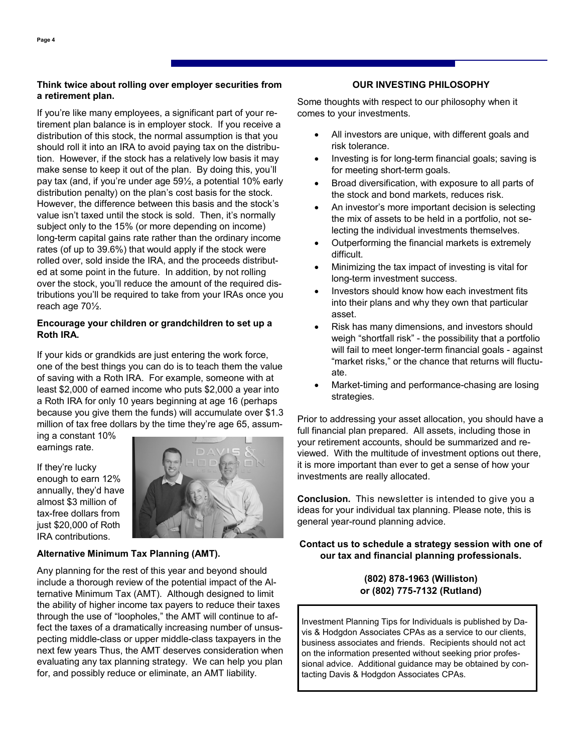**Think twice about rolling over employer securities from a retirement plan.**

If you're like many employees, a significant part of your retirement plan balance is in employer stock. If you receive a distribution of this stock, the normal assumption is that you should roll it into an IRA to avoid paying tax on the distribution. However, if the stock has a relatively low basis it may make sense to keep it out of the plan. By doing this, you'll pay tax (and, if you're under age 59½, a potential 10% early distribution penalty) on the plan's cost basis for the stock. However, the difference between this basis and the stock's value isn't taxed until the stock is sold. Then, it's normally subject only to the 15% (or more depending on income) long-term capital gains rate rather than the ordinary income rates (of up to 39.6%) that would apply if the stock were rolled over, sold inside the IRA, and the proceeds distributed at some point in the future. In addition, by not rolling over the stock, you'll reduce the amount of the required distributions you'll be required to take from your IRAs once you reach age 70½.

**Encourage your children or grandchildren to set up a Roth IRA.**

If your kids or grandkids are just entering the work force, one of the best things you can do is to teach them the value of saving with a Roth IRA. For example, someone with at least $2,000 of earned income who puts $2,000 a year into a Roth IRA for only 10 years beginning at age 16 (perhaps because you give them the funds) will accumulate over $1.3 million of tax free dollars by the time they're age 65, assuming a constant 10% earnings rate.

If they're lucky enough to earn 12% annually, they'd have almost $3 million of tax-free dollars from just $20,000 of Roth IRA contributions.

**Alternative Minimum Tax Planning (AMT).**

Any planning for the rest of this year and beyond should include a thorough review of the potential impact of the Alternative Minimum Tax (AMT). Although designed to limit the ability of higher income tax payers to reduce their taxes through the use of "loopholes," the AMT will continue to affect the taxes of a dramatically increasing number of unsuspecting middle-class or upper middle-class taxpayers in the next few years Thus, the AMT deserves consideration when evaluating any tax planning strategy. We can help you plan for, and possibly reduce or eliminate, an AMT liability.

**OUR INVESTING PHILOSOPHY**

Some thoughts with respect to our philosophy when it comes to your investments.

- All investors are unique, with different goals and risk tolerance.
- Investing is for long-term financial goals; saving is for meeting short-term goals.
- Broad diversification, with exposure to all parts of the stock and bond markets, reduces risk.
- An investor's more important decision is selecting the mix of assets to be held in a portfolio, not selecting the individual investments themselves.
- Outperforming the financial markets is extremely difficult.
- Minimizing the tax impact of investing is vital for long-term investment success.
- Investors should know how each investment fits into their plans and why they own that particular asset.
- Risk has many dimensions, and investors should weigh "shortfall risk" - the possibility that a portfolio will fail to meet longer-term financial goals - against "market risks," or the chance that returns will fluctuate.
- Market-timing and performance-chasing are losing strategies.

Prior to addressing your asset allocation, you should have a full financial plan prepared. All assets, including those in your retirement accounts, should be summarized and reviewed. With the multitude of investment options out there, it is more important than ever to get a sense of how your investments are really allocated.

**Conclusion.** This newsletter is intended to give you a ideas for your individual tax planning. Please note, this is general year-round planning advice.

**Contact us to schedule a strategy session with one of our tax and financial planning professionals.**

**(802) 878-1963 (Williston)**
**or (802) 775-7132 (Rutland)**

Investment Planning Tips for Individuals is published by Davis & Hodgdon Associates CPAs as a service to our clients, business associates and friends. Recipients should not act on the information presented without seeking prior professional advice. Additional guidance may be obtained by contacting Davis & Hodgdon Associates CPAs.